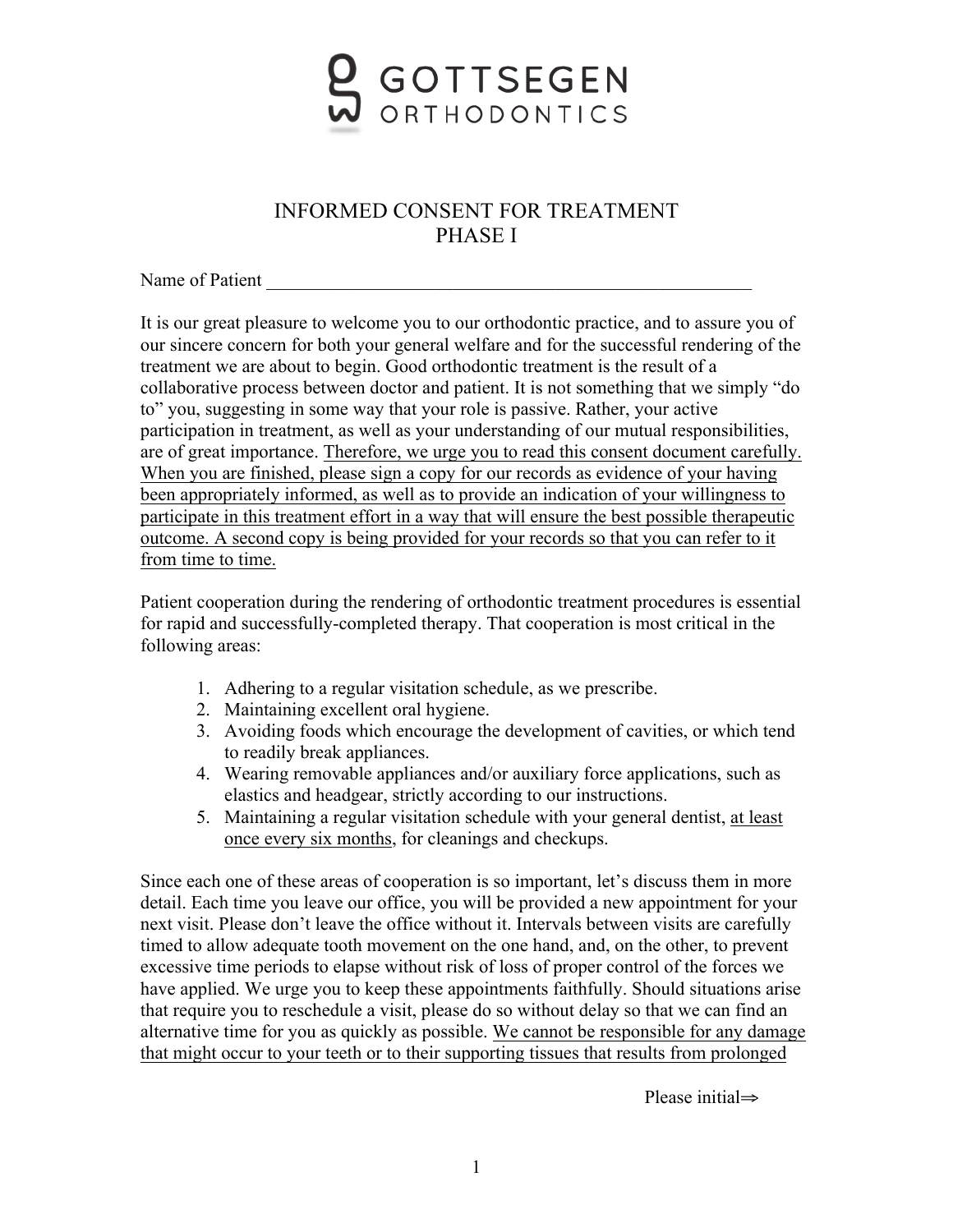# GOTTSEGEN ORTHODONTICS

## INFORMED CONSENT FOR TREATMENT
## PHASE I

Name of Patient ________________________________________________________

It is our great pleasure to welcome you to our orthodontic practice, and to assure you of our sincere concern for both your general welfare and for the successful rendering of the treatment we are about to begin. Good orthodontic treatment is the result of a collaborative process between doctor and patient. It is not something that we simply "do to" you, suggesting in some way that your role is passive. Rather, your active participation in treatment, as well as your understanding of our mutual responsibilities, are of great importance. <u>Therefore, we urge you to read this consent document carefully. When you are finished, please sign a copy for our records as evidence of your having been appropriately informed, as well as to provide an indication of your willingness to participate in this treatment effort in a way that will ensure the best possible therapeutic outcome. A second copy is being provided for your records so that you can refer to it from time to time.</u>

Patient cooperation during the rendering of orthodontic treatment procedures is essential for rapid and successfully-completed therapy. That cooperation is most critical in the following areas:

1. Adhering to a regular visitation schedule, as we prescribe.
2. Maintaining excellent oral hygiene.
3. Avoiding foods which encourage the development of cavities, or which tend to readily break appliances.
4. Wearing removable appliances and/or auxiliary force applications, such as elastics and headgear, strictly according to our instructions.
5. Maintaining a regular visitation schedule with your general dentist, <u>at least once every six months</u>, for cleanings and checkups.

Since each one of these areas of cooperation is so important, let's discuss them in more detail. Each time you leave our office, you will be provided a new appointment for your next visit. Please don't leave the office without it. Intervals between visits are carefully timed to allow adequate tooth movement on the one hand, and, on the other, to prevent excessive time periods to elapse without risk of loss of proper control of the forces we have applied. We urge you to keep these appointments faithfully. Should situations arise that require you to reschedule a visit, please do so without delay so that we can find an alternative time for you as quickly as possible. <u>We cannot be responsible for any damage that might occur to your teeth or to their supporting tissues that results from prolonged</u>

Please initial⇒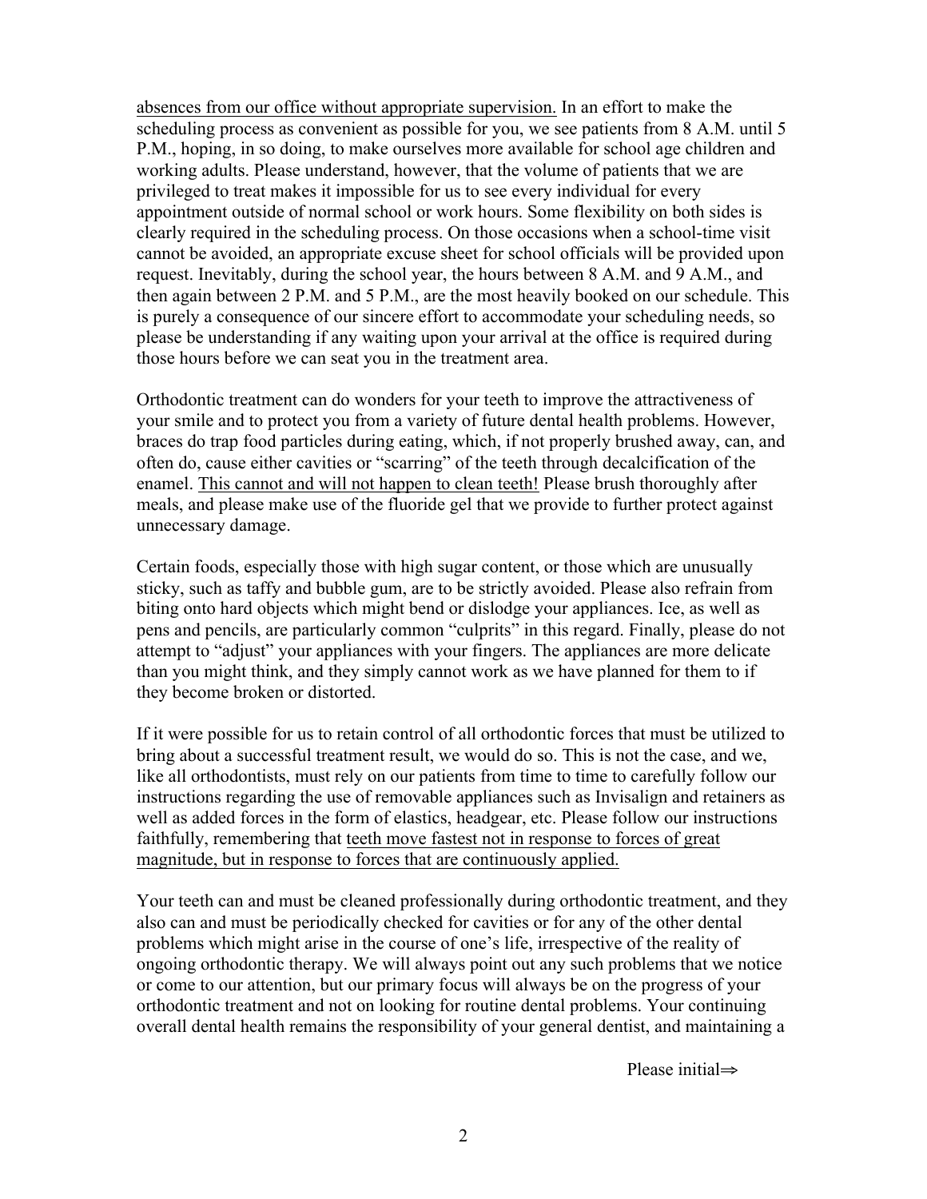<u>absences from our office without appropriate supervision.</u> In an effort to make the scheduling process as convenient as possible for you, we see patients from 8 A.M. until 5 P.M., hoping, in so doing, to make ourselves more available for school age children and working adults. Please understand, however, that the volume of patients that we are privileged to treat makes it impossible for us to see every individual for every appointment outside of normal school or work hours. Some flexibility on both sides is clearly required in the scheduling process. On those occasions when a school-time visit cannot be avoided, an appropriate excuse sheet for school officials will be provided upon request. Inevitably, during the school year, the hours between 8 A.M. and 9 A.M., and then again between 2 P.M. and 5 P.M., are the most heavily booked on our schedule. This is purely a consequence of our sincere effort to accommodate your scheduling needs, so please be understanding if any waiting upon your arrival at the office is required during those hours before we can seat you in the treatment area.

Orthodontic treatment can do wonders for your teeth to improve the attractiveness of your smile and to protect you from a variety of future dental health problems. However, braces do trap food particles during eating, which, if not properly brushed away, can, and often do, cause either cavities or "scarring" of the teeth through decalcification of the enamel. <u>This cannot and will not happen to clean teeth!</u> Please brush thoroughly after meals, and please make use of the fluoride gel that we provide to further protect against unnecessary damage.

Certain foods, especially those with high sugar content, or those which are unusually sticky, such as taffy and bubble gum, are to be strictly avoided. Please also refrain from biting onto hard objects which might bend or dislodge your appliances. Ice, as well as pens and pencils, are particularly common "culprits" in this regard. Finally, please do not attempt to "adjust" your appliances with your fingers. The appliances are more delicate than you might think, and they simply cannot work as we have planned for them to if they become broken or distorted.

If it were possible for us to retain control of all orthodontic forces that must be utilized to bring about a successful treatment result, we would do so. This is not the case, and we, like all orthodontists, must rely on our patients from time to time to carefully follow our instructions regarding the use of removable appliances such as Invisalign and retainers as well as added forces in the form of elastics, headgear, etc. Please follow our instructions faithfully, remembering that <u>teeth move fastest not in response to forces of great magnitude, but in response to forces that are continuously applied.</u>

Your teeth can and must be cleaned professionally during orthodontic treatment, and they also can and must be periodically checked for cavities or for any of the other dental problems which might arise in the course of one's life, irrespective of the reality of ongoing orthodontic therapy. We will always point out any such problems that we notice or come to our attention, but our primary focus will always be on the progress of your orthodontic treatment and not on looking for routine dental problems. Your continuing overall dental health remains the responsibility of your general dentist, and maintaining a

Please initial⇒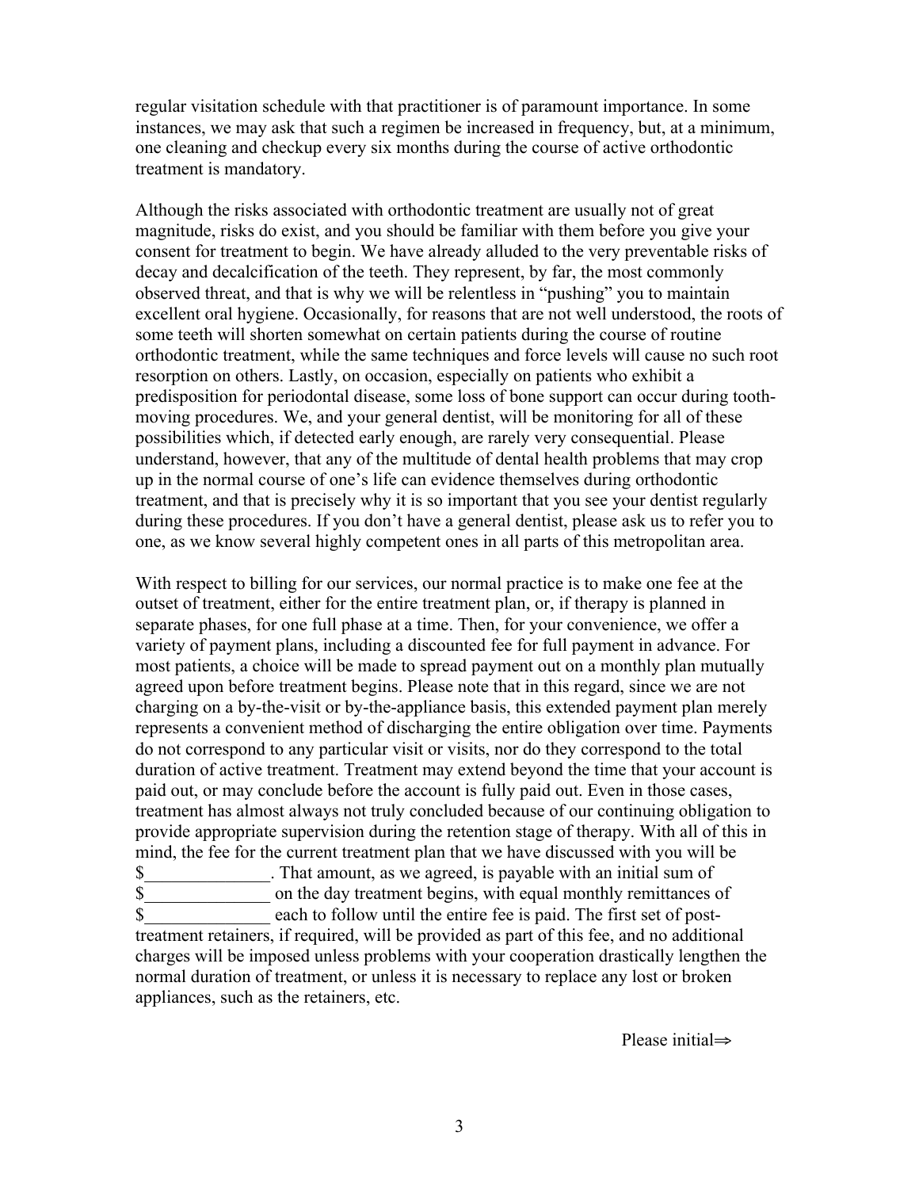regular visitation schedule with that practitioner is of paramount importance. In some instances, we may ask that such a regimen be increased in frequency, but, at a minimum, one cleaning and checkup every six months during the course of active orthodontic treatment is mandatory.

Although the risks associated with orthodontic treatment are usually not of great magnitude, risks do exist, and you should be familiar with them before you give your consent for treatment to begin. We have already alluded to the very preventable risks of decay and decalcification of the teeth. They represent, by far, the most commonly observed threat, and that is why we will be relentless in "pushing" you to maintain excellent oral hygiene. Occasionally, for reasons that are not well understood, the roots of some teeth will shorten somewhat on certain patients during the course of routine orthodontic treatment, while the same techniques and force levels will cause no such root resorption on others. Lastly, on occasion, especially on patients who exhibit a predisposition for periodontal disease, some loss of bone support can occur during tooth-moving procedures. We, and your general dentist, will be monitoring for all of these possibilities which, if detected early enough, are rarely very consequential. Please understand, however, that any of the multitude of dental health problems that may crop up in the normal course of one's life can evidence themselves during orthodontic treatment, and that is precisely why it is so important that you see your dentist regularly during these procedures. If you don't have a general dentist, please ask us to refer you to one, as we know several highly competent ones in all parts of this metropolitan area.

With respect to billing for our services, our normal practice is to make one fee at the outset of treatment, either for the entire treatment plan, or, if therapy is planned in separate phases, for one full phase at a time. Then, for your convenience, we offer a variety of payment plans, including a discounted fee for full payment in advance. For most patients, a choice will be made to spread payment out on a monthly plan mutually agreed upon before treatment begins. Please note that in this regard, since we are not charging on a by-the-visit or by-the-appliance basis, this extended payment plan merely represents a convenient method of discharging the entire obligation over time. Payments do not correspond to any particular visit or visits, nor do they correspond to the total duration of active treatment. Treatment may extend beyond the time that your account is paid out, or may conclude before the account is fully paid out. Even in those cases, treatment has almost always not truly concluded because of our continuing obligation to provide appropriate supervision during the retention stage of therapy. With all of this in mind, the fee for the current treatment plan that we have discussed with you will be $______________. That amount, as we agreed, is payable with an initial sum of $______________ on the day treatment begins, with equal monthly remittances of $______________ each to follow until the entire fee is paid. The first set of post-treatment retainers, if required, will be provided as part of this fee, and no additional charges will be imposed unless problems with your cooperation drastically lengthen the normal duration of treatment, or unless it is necessary to replace any lost or broken appliances, such as the retainers, etc.

Please initial⇒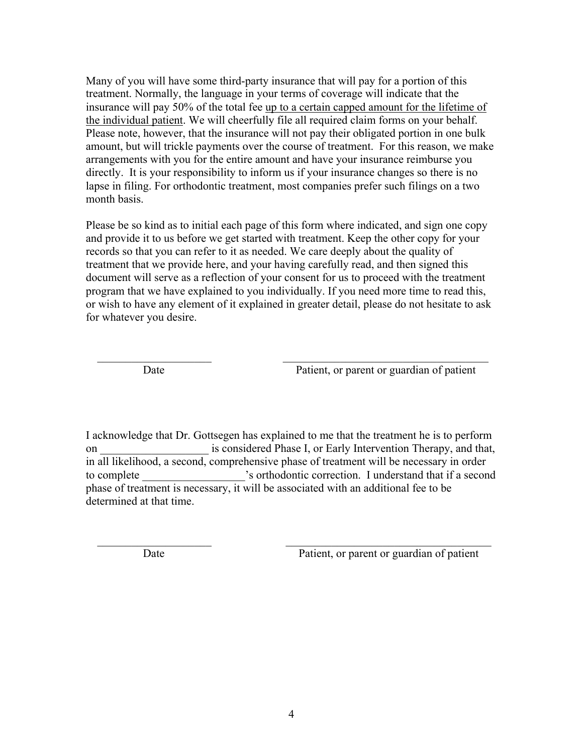Many of you will have some third-party insurance that will pay for a portion of this treatment. Normally, the language in your terms of coverage will indicate that the insurance will pay 50% of the total fee <u>up to a certain capped amount for the lifetime of the individual patient</u>. We will cheerfully file all required claim forms on your behalf. Please note, however, that the insurance will not pay their obligated portion in one bulk amount, but will trickle payments over the course of treatment. For this reason, we make arrangements with you for the entire amount and have your insurance reimburse you directly. It is your responsibility to inform us if your insurance changes so there is no lapse in filing. For orthodontic treatment, most companies prefer such filings on a two month basis.

Please be so kind as to initial each page of this form where indicated, and sign one copy and provide it to us before we get started with treatment. Keep the other copy for your records so that you can refer to it as needed. We care deeply about the quality of treatment that we provide here, and your having carefully read, and then signed this document will serve as a reflection of your consent for us to proceed with the treatment program that we have explained to you individually. If you need more time to read this, or wish to have any element of it explained in greater detail, please do not hesitate to ask for whatever you desire.

\_\_\_\_\_\_\_\_\_\_\_\_\_\_\_\_\_\_\_\_ \_\_\_\_\_\_\_\_\_\_\_\_\_\_\_\_\_\_\_\_\_\_\_\_\_\_\_\_\_\_\_\_\_\_\_\_\_

Date Patient, or parent or guardian of patient

I acknowledge that Dr. Gottsegen has explained to me that the treatment he is to perform on \_\_\_\_\_\_\_\_\_\_\_\_\_\_\_\_\_\_\_ is considered Phase I, or Early Intervention Therapy, and that, in all likelihood, a second, comprehensive phase of treatment will be necessary in order to complete \_\_\_\_\_\_\_\_\_\_\_\_\_\_\_\_\_\_'s orthodontic correction. I understand that if a second phase of treatment is necessary, it will be associated with an additional fee to be determined at that time.

\_\_\_\_\_\_\_\_\_\_\_\_\_\_\_\_\_\_\_\_ \_\_\_\_\_\_\_\_\_\_\_\_\_\_\_\_\_\_\_\_\_\_\_\_\_\_\_\_\_\_\_\_\_\_\_\_\_

Date Patient, or parent or guardian of patient